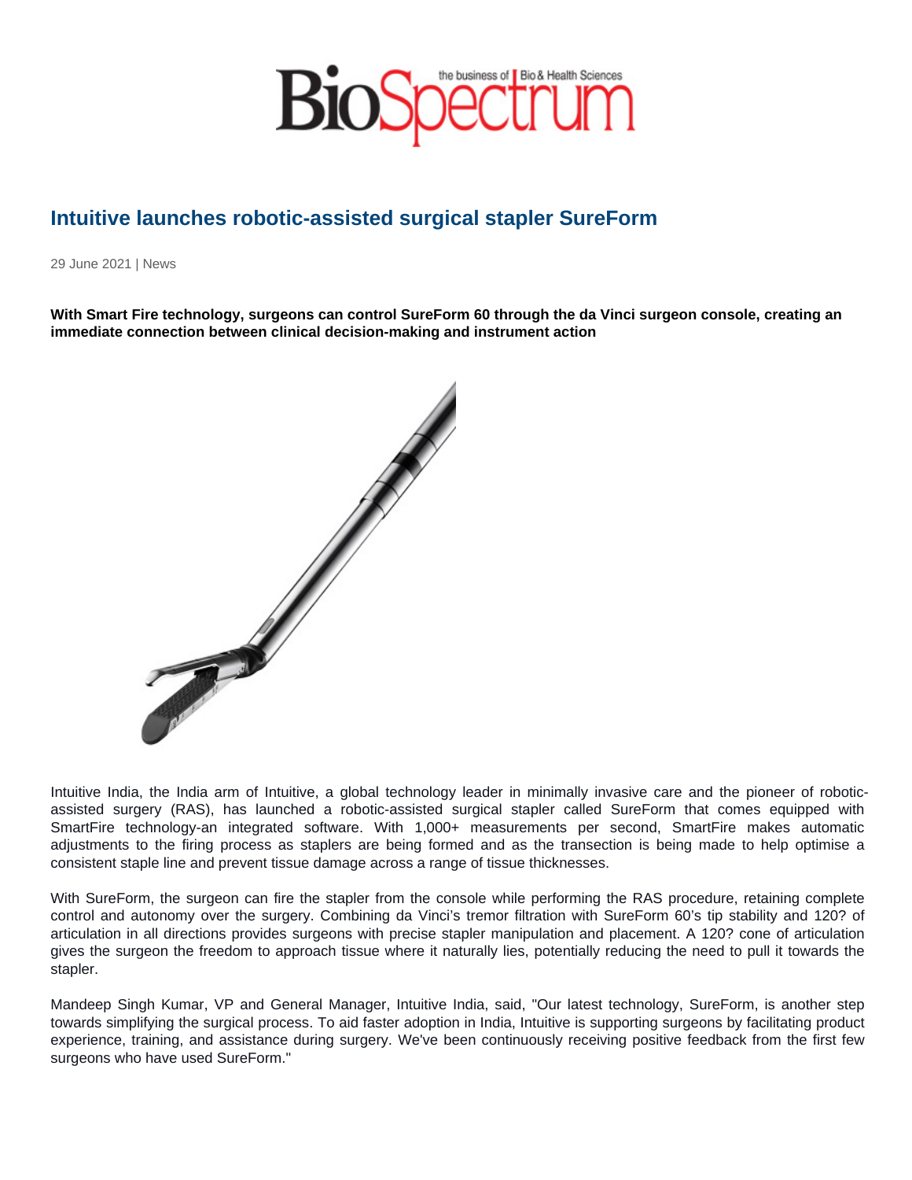# Intuitive launches robotic-assisted surgical stapler SureForm

29 June 2021 | News

**With Smart Fire technology, surgeons can control SureForm 60 through the da Vinci surgeon console, creating an immediate connection between clinical decision-making and instrument action**

Intuitive India, the India arm of Intuitive, a global technology leader in minimally invasive care and the pioneer of robotic-assisted surgery (RAS), has launched a robotic-assisted surgical stapler called SureForm that comes equipped with SmartFire technology-an integrated software. With 1,000+ measurements per second, SmartFire makes automatic adjustments to the firing process as staplers are being formed and as the transection is being made to help optimise a consistent staple line and prevent tissue damage across a range of tissue thicknesses.

With SureForm, the surgeon can fire the stapler from the console while performing the RAS procedure, retaining complete control and autonomy over the surgery. Combining da Vinci's tremor filtration with SureForm 60's tip stability and 120? of articulation in all directions provides surgeons with precise stapler manipulation and placement. A 120? cone of articulation gives the surgeon the freedom to approach tissue where it naturally lies, potentially reducing the need to pull it towards the stapler.

Mandeep Singh Kumar, VP and General Manager, Intuitive India, said, "Our latest technology, SureForm, is another step towards simplifying the surgical process. To aid faster adoption in India, Intuitive is supporting surgeons by facilitating product experience, training, and assistance during surgery. We've been continuously receiving positive feedback from the first few surgeons who have used SureForm."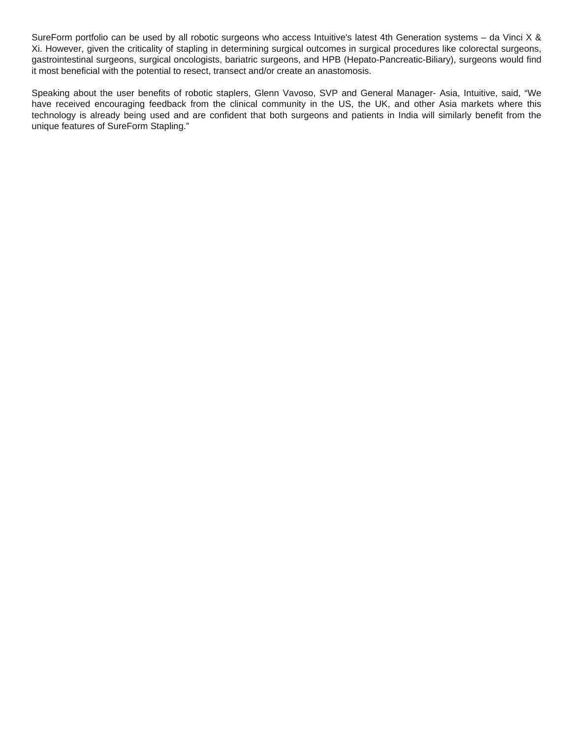SureForm portfolio can be used by all robotic surgeons who access Intuitive's latest 4th Generation systems – da Vinci X & Xi. However, given the criticality of stapling in determining surgical outcomes in surgical procedures like colorectal surgeons, gastrointestinal surgeons, surgical oncologists, bariatric surgeons, and HPB (Hepato-Pancreatic-Biliary), surgeons would find it most beneficial with the potential to resect, transect and/or create an anastomosis.

Speaking about the user benefits of robotic staplers, Glenn Vavoso, SVP and General Manager- Asia, Intuitive, said, "We have received encouraging feedback from the clinical community in the US, the UK, and other Asia markets where this technology is already being used and are confident that both surgeons and patients in India will similarly benefit from the unique features of SureForm Stapling."